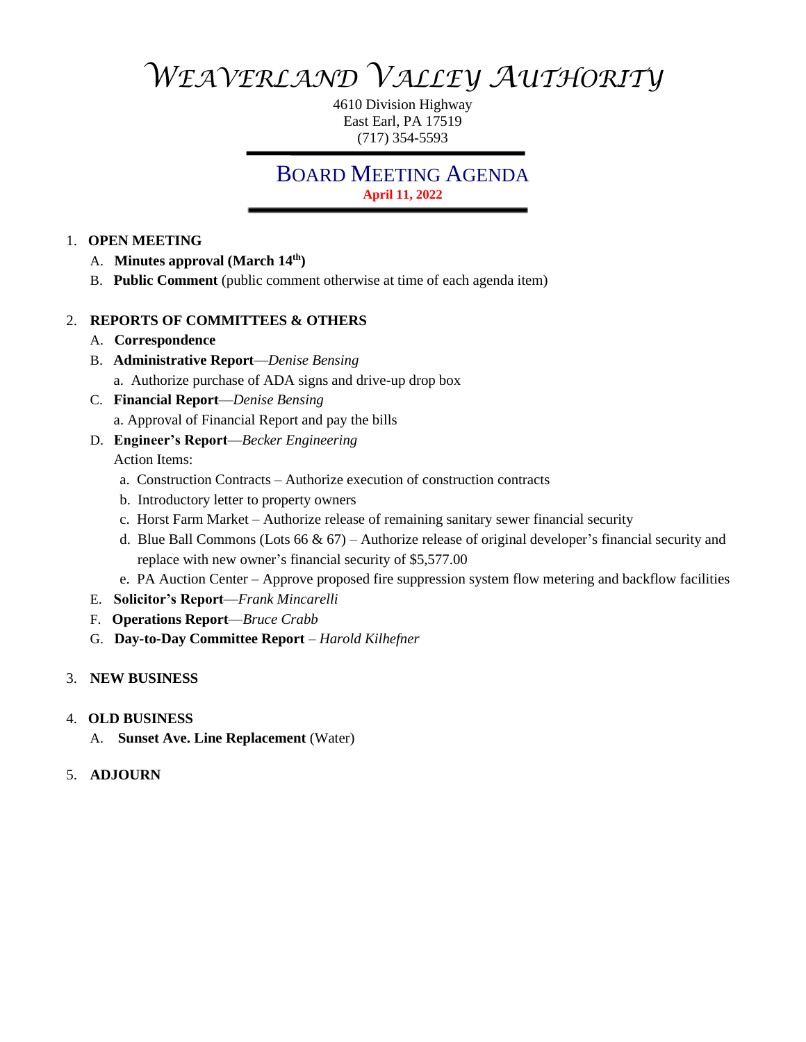# WEAVERLAND VALLEY AUTHORITY

4610 Division Highway
East Earl, PA 17519
(717) 354-5593

## BOARD MEETING AGENDA

**April 11, 2022**

1. **OPEN MEETING**
   A. **Minutes approval (March 14th)**
   B. **Public Comment** (public comment otherwise at time of each agenda item)

2. **REPORTS OF COMMITTEES & OTHERS**
   A. **Correspondence**
   B. **Administrative Report**—*Denise Bensing*
      a. Authorize purchase of ADA signs and drive-up drop box
   C. **Financial Report**—*Denise Bensing*
      a. Approval of Financial Report and pay the bills
   D. **Engineer's Report**—*Becker Engineering*
      Action Items:
      a. Construction Contracts – Authorize execution of construction contracts
      b. Introductory letter to property owners
      c. Horst Farm Market – Authorize release of remaining sanitary sewer financial security
      d. Blue Ball Commons (Lots 66 & 67) – Authorize release of original developer's financial security and replace with new owner's financial security of $5,577.00
      e. PA Auction Center – Approve proposed fire suppression system flow metering and backflow facilities
   E. **Solicitor's Report**—*Frank Mincarelli*
   F. **Operations Report**—*Bruce Crabb*
   G. **Day-to-Day Committee Report** – *Harold Kilhefner*

3. **NEW BUSINESS**

4. **OLD BUSINESS**
   A. **Sunset Ave. Line Replacement** (Water)

5. **ADJOURN**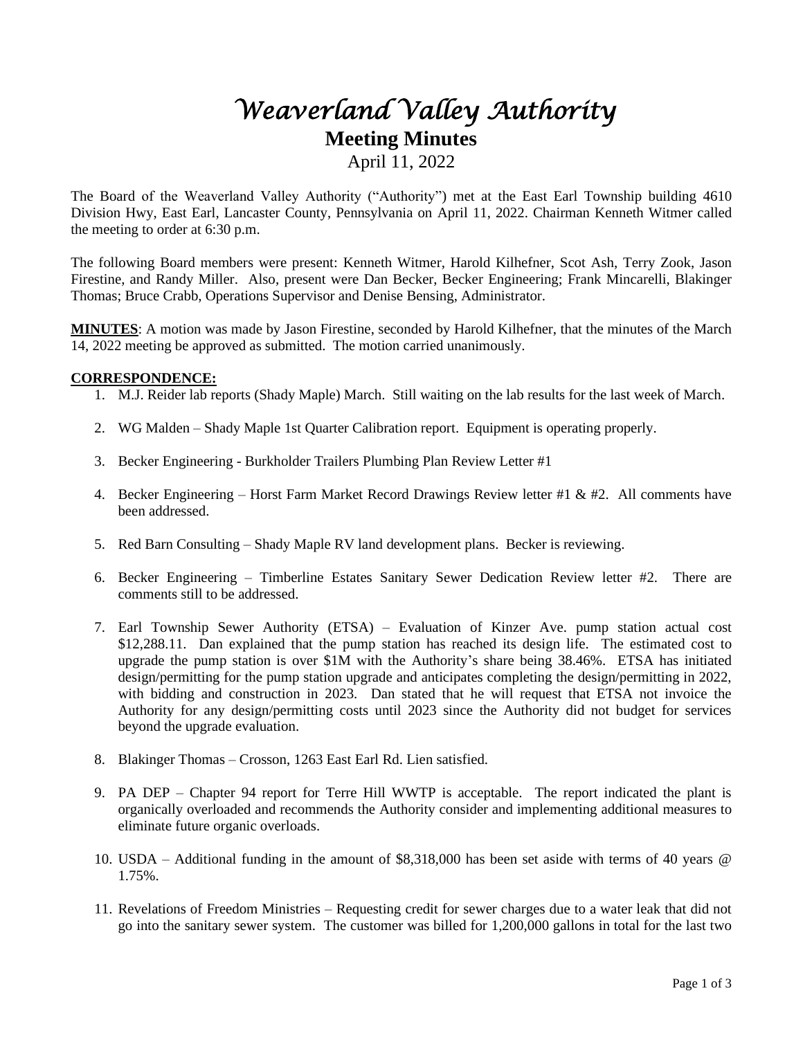# *Weaverland Valley Authority*

## Meeting Minutes

April 11, 2022

The Board of the Weaverland Valley Authority ("Authority") met at the East Earl Township building 4610 Division Hwy, East Earl, Lancaster County, Pennsylvania on April 11, 2022. Chairman Kenneth Witmer called the meeting to order at 6:30 p.m.

The following Board members were present: Kenneth Witmer, Harold Kilhefner, Scot Ash, Terry Zook, Jason Firestine, and Randy Miller. Also, present were Dan Becker, Becker Engineering; Frank Mincarelli, Blakinger Thomas; Bruce Crabb, Operations Supervisor and Denise Bensing, Administrator.

**MINUTES**: A motion was made by Jason Firestine, seconded by Harold Kilhefner, that the minutes of the March 14, 2022 meeting be approved as submitted. The motion carried unanimously.

**CORRESPONDENCE:**

1. M.J. Reider lab reports (Shady Maple) March. Still waiting on the lab results for the last week of March.
2. WG Malden – Shady Maple 1st Quarter Calibration report. Equipment is operating properly.
3. Becker Engineering - Burkholder Trailers Plumbing Plan Review Letter #1
4. Becker Engineering – Horst Farm Market Record Drawings Review letter #1 & #2. All comments have been addressed.
5. Red Barn Consulting – Shady Maple RV land development plans. Becker is reviewing.
6. Becker Engineering – Timberline Estates Sanitary Sewer Dedication Review letter #2. There are comments still to be addressed.
7. Earl Township Sewer Authority (ETSA) – Evaluation of Kinzer Ave. pump station actual cost $12,288.11. Dan explained that the pump station has reached its design life. The estimated cost to upgrade the pump station is over $1M with the Authority's share being 38.46%. ETSA has initiated design/permitting for the pump station upgrade and anticipates completing the design/permitting in 2022, with bidding and construction in 2023. Dan stated that he will request that ETSA not invoice the Authority for any design/permitting costs until 2023 since the Authority did not budget for services beyond the upgrade evaluation.
8. Blakinger Thomas – Crosson, 1263 East Earl Rd. Lien satisfied.
9. PA DEP – Chapter 94 report for Terre Hill WWTP is acceptable. The report indicated the plant is organically overloaded and recommends the Authority consider and implementing additional measures to eliminate future organic overloads.
10. USDA – Additional funding in the amount of $8,318,000 has been set aside with terms of 40 years @ 1.75%.
11. Revelations of Freedom Ministries – Requesting credit for sewer charges due to a water leak that did not go into the sanitary sewer system. The customer was billed for 1,200,000 gallons in total for the last two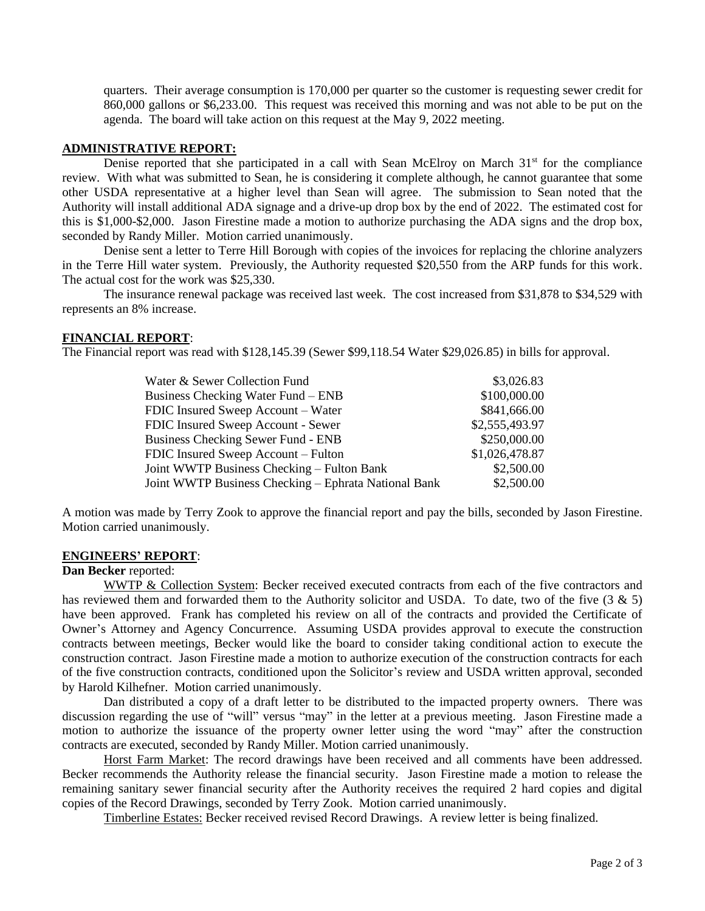quarters. Their average consumption is 170,000 per quarter so the customer is requesting sewer credit for 860,000 gallons or $6,233.00. This request was received this morning and was not able to be put on the agenda. The board will take action on this request at the May 9, 2022 meeting.

## ADMINISTRATIVE REPORT:

Denise reported that she participated in a call with Sean McElroy on March 31st for the compliance review. With what was submitted to Sean, he is considering it complete although, he cannot guarantee that some other USDA representative at a higher level than Sean will agree. The submission to Sean noted that the Authority will install additional ADA signage and a drive-up drop box by the end of 2022. The estimated cost for this is $1,000-$2,000. Jason Firestine made a motion to authorize purchasing the ADA signs and the drop box, seconded by Randy Miller. Motion carried unanimously.

Denise sent a letter to Terre Hill Borough with copies of the invoices for replacing the chlorine analyzers in the Terre Hill water system. Previously, the Authority requested $20,550 from the ARP funds for this work. The actual cost for the work was $25,330.

The insurance renewal package was received last week. The cost increased from $31,878 to $34,529 with represents an 8% increase.

## FINANCIAL REPORT:

The Financial report was read with $128,145.39 (Sewer $99,118.54 Water $29,026.85) in bills for approval.

| | |
|---|---:|
| Water & Sewer Collection Fund | $3,026.83 |
| Business Checking Water Fund – ENB | $100,000.00 |
| FDIC Insured Sweep Account – Water | $841,666.00 |
| FDIC Insured Sweep Account - Sewer | $2,555,493.97 |
| Business Checking Sewer Fund - ENB | $250,000.00 |
| FDIC Insured Sweep Account – Fulton | $1,026,478.87 |
| Joint WWTP Business Checking – Fulton Bank | $2,500.00 |
| Joint WWTP Business Checking – Ephrata National Bank | $2,500.00 |

A motion was made by Terry Zook to approve the financial report and pay the bills, seconded by Jason Firestine. Motion carried unanimously.

## ENGINEERS' REPORT:

**Dan Becker** reported:

WWTP & Collection System: Becker received executed contracts from each of the five contractors and has reviewed them and forwarded them to the Authority solicitor and USDA. To date, two of the five (3 & 5) have been approved. Frank has completed his review on all of the contracts and provided the Certificate of Owner's Attorney and Agency Concurrence. Assuming USDA provides approval to execute the construction contracts between meetings, Becker would like the board to consider taking conditional action to execute the construction contract. Jason Firestine made a motion to authorize execution of the construction contracts for each of the five construction contracts, conditioned upon the Solicitor's review and USDA written approval, seconded by Harold Kilhefner. Motion carried unanimously.

Dan distributed a copy of a draft letter to be distributed to the impacted property owners. There was discussion regarding the use of "will" versus "may" in the letter at a previous meeting. Jason Firestine made a motion to authorize the issuance of the property owner letter using the word "may" after the construction contracts are executed, seconded by Randy Miller. Motion carried unanimously.

Horst Farm Market: The record drawings have been received and all comments have been addressed. Becker recommends the Authority release the financial security. Jason Firestine made a motion to release the remaining sanitary sewer financial security after the Authority receives the required 2 hard copies and digital copies of the Record Drawings, seconded by Terry Zook. Motion carried unanimously.

Timberline Estates: Becker received revised Record Drawings. A review letter is being finalized.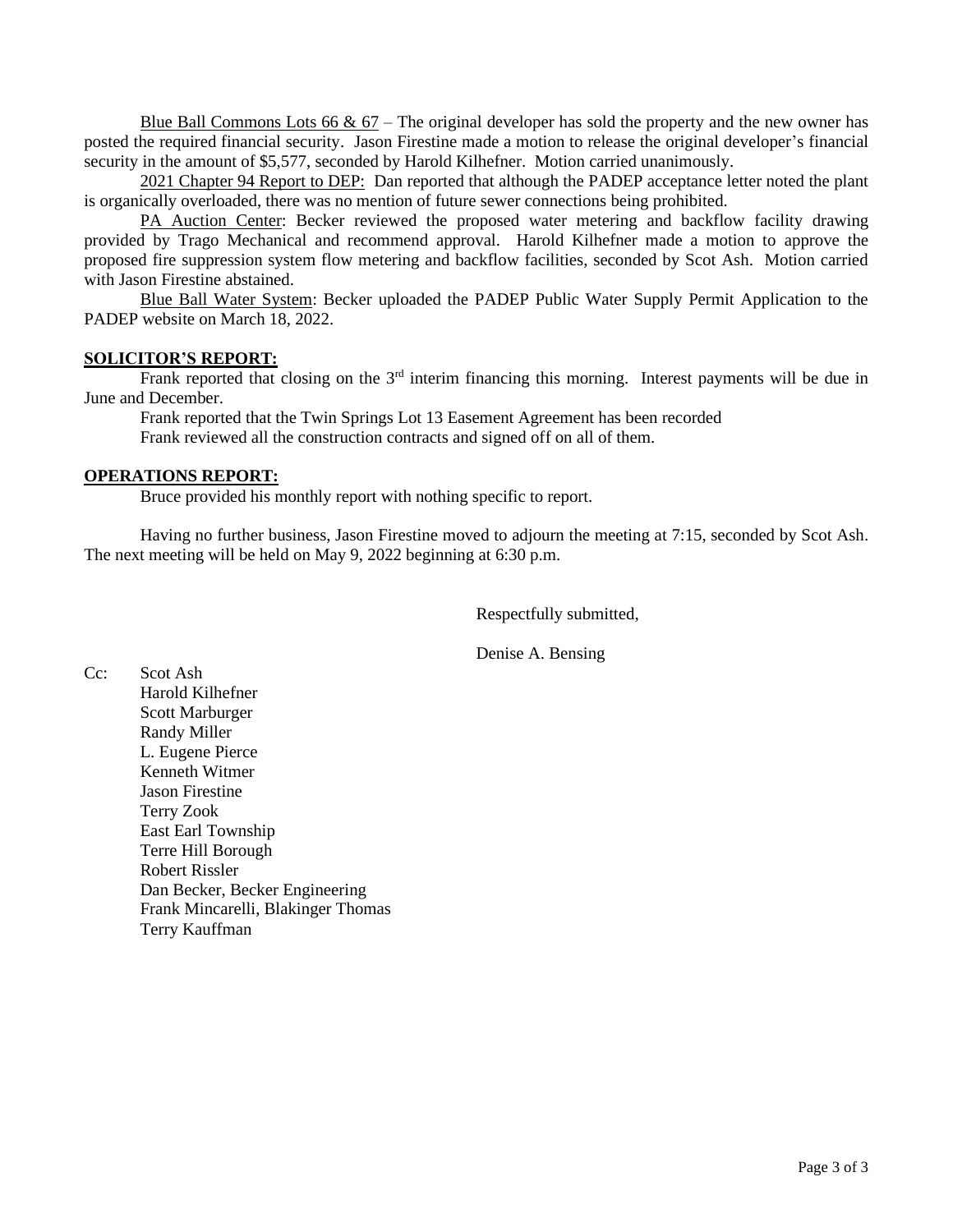Blue Ball Commons Lots 66 & 67 – The original developer has sold the property and the new owner has posted the required financial security. Jason Firestine made a motion to release the original developer's financial security in the amount of $5,577, seconded by Harold Kilhefner. Motion carried unanimously.

2021 Chapter 94 Report to DEP: Dan reported that although the PADEP acceptance letter noted the plant is organically overloaded, there was no mention of future sewer connections being prohibited.

PA Auction Center: Becker reviewed the proposed water metering and backflow facility drawing provided by Trago Mechanical and recommend approval. Harold Kilhefner made a motion to approve the proposed fire suppression system flow metering and backflow facilities, seconded by Scot Ash. Motion carried with Jason Firestine abstained.

Blue Ball Water System: Becker uploaded the PADEP Public Water Supply Permit Application to the PADEP website on March 18, 2022.

**SOLICITOR'S REPORT:**

Frank reported that closing on the 3rd interim financing this morning. Interest payments will be due in June and December.

Frank reported that the Twin Springs Lot 13 Easement Agreement has been recorded

Frank reviewed all the construction contracts and signed off on all of them.

**OPERATIONS REPORT:**

Bruce provided his monthly report with nothing specific to report.

Having no further business, Jason Firestine moved to adjourn the meeting at 7:15, seconded by Scot Ash. The next meeting will be held on May 9, 2022 beginning at 6:30 p.m.

Respectfully submitted,

Denise A. Bensing

Cc: Scot Ash
Harold Kilhefner
Scott Marburger
Randy Miller
L. Eugene Pierce
Kenneth Witmer
Jason Firestine
Terry Zook
East Earl Township
Terre Hill Borough
Robert Rissler
Dan Becker, Becker Engineering
Frank Mincarelli, Blakinger Thomas
Terry Kauffman